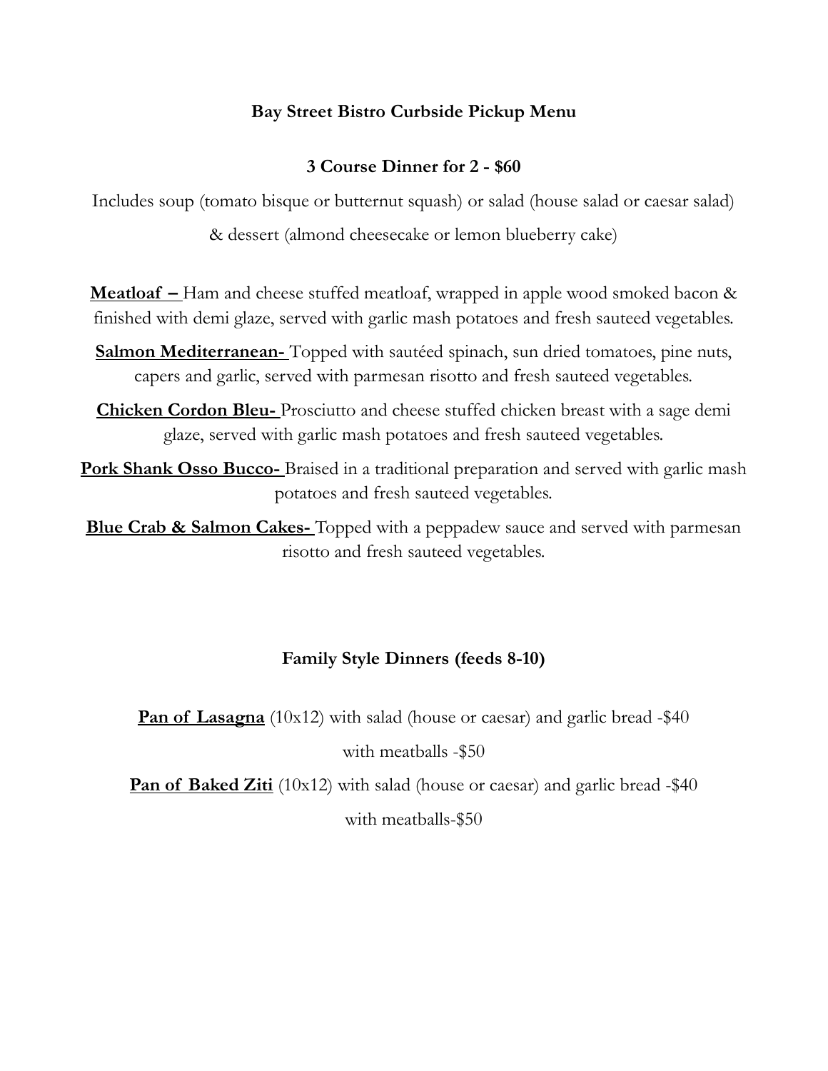# Bay Street Bistro Curbside Pickup Menu

## 3 Course Dinner for 2 - $60

Includes soup (tomato bisque or butternut squash) or salad (house salad or caesar salad)

& dessert (almond cheesecake or lemon blueberry cake)

**Meatloaf –** Ham and cheese stuffed meatloaf, wrapped in apple wood smoked bacon & finished with demi glaze, served with garlic mash potatoes and fresh sauteed vegetables.

**Salmon Mediterranean-** Topped with sautéed spinach, sun dried tomatoes, pine nuts, capers and garlic, served with parmesan risotto and fresh sauteed vegetables.

**Chicken Cordon Bleu-** Prosciutto and cheese stuffed chicken breast with a sage demi glaze, served with garlic mash potatoes and fresh sauteed vegetables.

**Pork Shank Osso Bucco-** Braised in a traditional preparation and served with garlic mash potatoes and fresh sauteed vegetables.

**Blue Crab & Salmon Cakes-** Topped with a peppadew sauce and served with parmesan risotto and fresh sauteed vegetables.

## Family Style Dinners (feeds 8-10)

**Pan of Lasagna** (10x12) with salad (house or caesar) and garlic bread -$40

with meatballs -$50

**Pan of Baked Ziti** (10x12) with salad (house or caesar) and garlic bread -$40

with meatballs-$50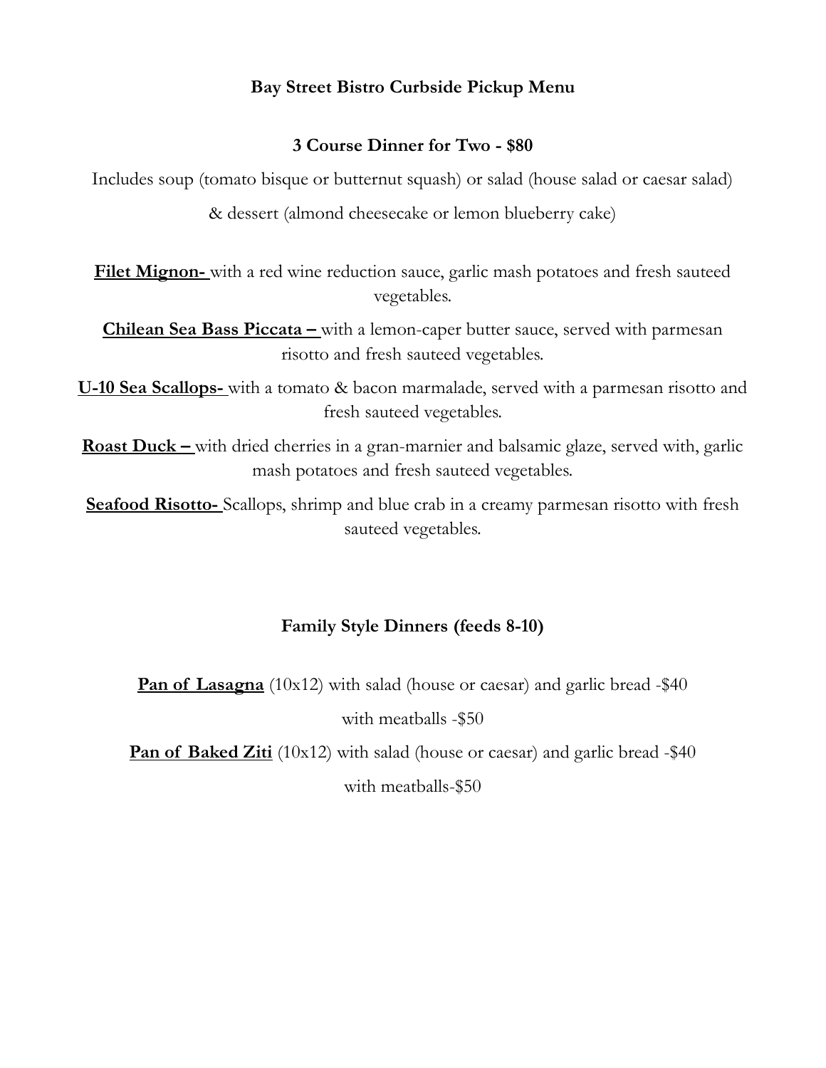## Bay Street Bistro Curbside Pickup Menu

### 3 Course Dinner for Two - $80

Includes soup (tomato bisque or butternut squash) or salad (house salad or caesar salad)

& dessert (almond cheesecake or lemon blueberry cake)

**Filet Mignon-** with a red wine reduction sauce, garlic mash potatoes and fresh sauteed vegetables.

**Chilean Sea Bass Piccata –** with a lemon-caper butter sauce, served with parmesan risotto and fresh sauteed vegetables.

**U-10 Sea Scallops-** with a tomato & bacon marmalade, served with a parmesan risotto and fresh sauteed vegetables.

**Roast Duck –** with dried cherries in a gran-marnier and balsamic glaze, served with, garlic mash potatoes and fresh sauteed vegetables.

**Seafood Risotto-** Scallops, shrimp and blue crab in a creamy parmesan risotto with fresh sauteed vegetables.

### Family Style Dinners (feeds 8-10)

**Pan of Lasagna** (10x12) with salad (house or caesar) and garlic bread -$40

with meatballs -$50

**Pan of Baked Ziti** (10x12) with salad (house or caesar) and garlic bread -$40

with meatballs-$50